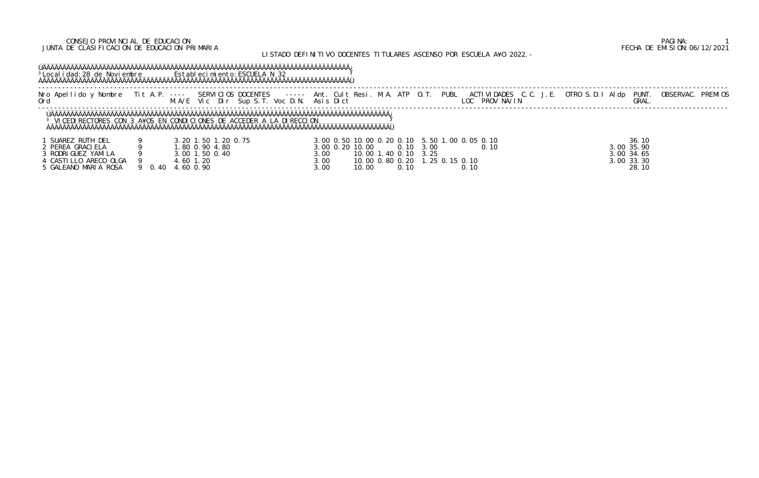CONSEJO PROVINCIAL DE EDUCACION
JUNTA DE CLASIFICACION DE EDUCACION PRIMARIA

FECHA DE EMISION: 06/12/2021

LISTADO DEFINITIVO DOCENTES TITULARES ASCENSO POR ESCUELA AÑO 2022.-

Localidad: 28 de Noviembre    Establecimiento: ESCUELA N 32

VICEDIRECTORES CON 3 AÑOS EN CONDICIONES DE ACCEDER A LA DIRECCION

| Nro Ord | Apellido y Nombre | Tit | A.P. | SERVICIOS DOCENTES M.A/E | Vic | Dir | Sup | S.T. | Voc D.N. | Ant. Asis | Cult Dict | Resi. | M.A. | ATP | O.T. | PUBL | ACTIVIDADES LOC | PROV | NA/IN | C.C. | J.E. | OTRO | S.D.I | Aldp | PUNT. GRAL. | OBSERVAC. | PREMIOS |
|---|---|---|---|---|---|---|---|---|---|---|---|---|---|---|---|---|---|---|---|---|---|---|---|---|---|---|---|
| 1 | SUAREZ RUTH DEL | 9 | | 3.20 | 1.50 | 1.20 | 0.75 | | | 3.00 | 0.50 | 10.00 | 0.20 | 0.10 | 5.50 | 1.00 | 0.05 | 0.10 | 0.10 | | | | | | 36.10 | | |
| 2 | PEREA GRACIELA | 9 | | 1.80 | 0.90 | 4.80 | | | | 3.00 | 0.20 | 10.00 | | 0.10 | 3.00 | | | | 0.10 | | | | | 3.00 | 35.90 | | |
| 3 | RODRIGUEZ YAMILA | 9 | | 3.00 | 1.50 | 0.40 | | | | 3.00 | | 10.00 | 1.40 | 0.10 | 3.25 | | | | | | | | | 3.00 | 34.65 | | |
| 4 | CASTILLO ARECO OLGA | 9 | | 4.60 | 1.20 | | | | | 3.00 | | 10.00 | 0.80 | 0.20 | 1.25 | 0.15 | 0.10 | | | | | | | 3.00 | 33.30 | | |
| 5 | GALEANO MARIA ROSA | 9 | 0.40 | 4.60 | 0.90 | | | | | 3.00 | | 10.00 | | 0.10 | | | | 0.10 | | | | | | | 28.10 | | |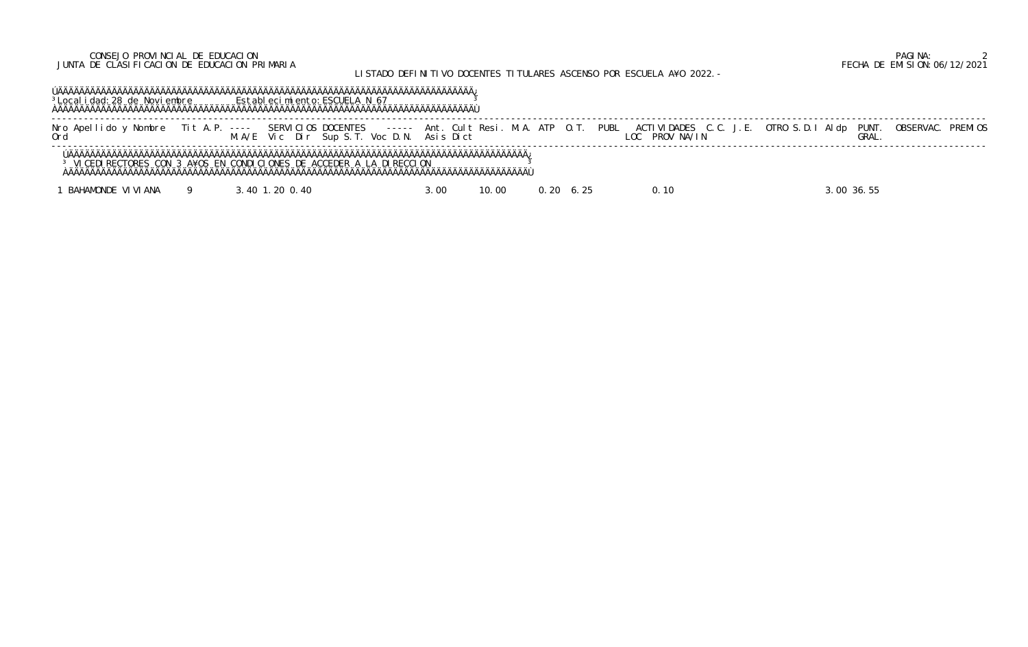CONSEJO PROVINCIAL DE EDUCACION
JUNTA DE CLASIFICACION DE EDUCACION PRIMARIA

FECHA DE EMISION: 06/12/2021

LISTADO DEFINITIVO DOCENTES TITULARES ASCENSO POR ESCUELA AÑO 2022.-

Localidad: 28 de Noviembre Establecimiento: ESCUELA N 67

### VICEDIRECTORES CON 3 AÑOS EN CONDICIONES DE ACCEDER A LA DIRECCION

| Nro Ord | Apellido y Nombre | Tit | A.P. | SERVICIOS DOCENTES M.A/E | Vic | Dir | Sup | S.T. | Voc | D.N. | Ant. Asis | Cult Dict | Resi. | M.A. | ATP | O.T. | PUBL | ACTIVIDADES LOC | PROV | NA/IN | C.C. | J.E. | OTRO | S.D.I | Aldp | PUNT. GRAL. | OBSERVAC. | PREMIOS |
|---|---|---|---|---|---|---|---|---|---|---|---|---|---|---|---|---|---|---|---|---|---|---|---|---|---|---|---|---|
| 1 | BAHAMONDE VIVIANA | 9 | | 3.40 | 1.20 | 0.40 | | | | | 3.00 | | 10.00 | | 0.20 | 6.25 | | | 0.10 | | | | | | 3.00 | 36.55 | | |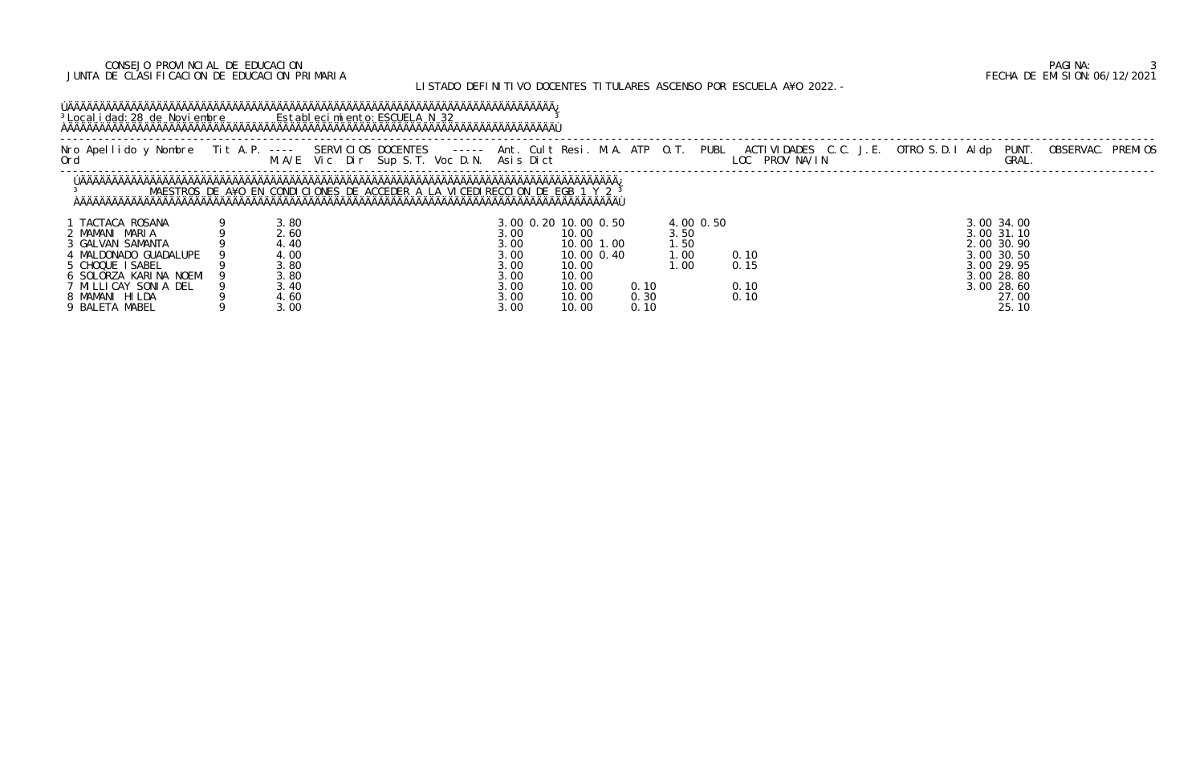CONSEJO PROVINCIAL DE EDUCACION
JUNTA DE CLASIFICACION DE EDUCACION PRIMARIA

FECHA DE EMISION: 06/12/2021

LISTADO DEFINITIVO DOCENTES TITULARES ASCENSO POR ESCUELA A¥O 2022.-

Localidad: 28 de Noviembre — Establecimiento: ESCUELA N 32

MAESTROS DE A¥O EN CONDICIONES DE ACCEDER A LA VICEDIRECCION DE EGB 1 Y 2

| Nro Ord | Apellido y Nombre | Tit | A.P. | SERVICIOS DOCENTES M.A/E | Vic | Dir | Sup | S.T. | Voc | D.N. | Ant. Asis | Cult | Resi. Dict | M.A. | ATP | O.T. | PUBL | ACTIVIDADES LOC | PROV | NA/IN | C.C. | J.E. | OTRO | S.D.I | Aldp | PUNT. GRAL. | OBSERVAC. | PREMIOS |
|---|---|---|---|---|---|---|---|---|---|---|---|---|---|---|---|---|---|---|---|---|---|---|---|---|---|---|---|---|
| 1 | TACTACA ROSANA | 9 | | 3.80 | | | | | | | 3.00 | 0.20 | 10.00 | 0.50 | | 4.00 | 0.50 | | | | | | | | 3.00 | 34.00 | | |
| 2 | MAMANI MARIA | 9 | | 2.60 | | | | | | | 3.00 | | 10.00 | | | 3.50 | | | | | | | | | 3.00 | 31.10 | | |
| 3 | GALVAN SAMANTA | 9 | | 4.40 | | | | | | | 3.00 | | 10.00 | 1.00 | | 1.50 | | | | | | | | | 2.00 | 30.90 | | |
| 4 | MALDONADO GUADALUPE | 9 | | 4.00 | | | | | | | 3.00 | | 10.00 | 0.40 | | 1.00 | | 0.10 | | | | | | | 3.00 | 30.50 | | |
| 5 | CHOQUE ISABEL | 9 | | 3.80 | | | | | | | 3.00 | | 10.00 | | | 1.00 | | 0.15 | | | | | | | 3.00 | 29.95 | | |
| 6 | SOLORZA KARINA NOEMI | 9 | | 3.80 | | | | | | | 3.00 | | 10.00 | | | | | | | | | | | | 3.00 | 28.80 | | |
| 7 | MILLICAY SONIA DEL | 9 | | 3.40 | | | | | | | 3.00 | | 10.00 | | 0.10 | | | 0.10 | | | | | | | 3.00 | 28.60 | | |
| 8 | MAMANI HILDA | 9 | | 4.60 | | | | | | | 3.00 | | 10.00 | | 0.30 | | | 0.10 | | | | | | | | 27.00 | | |
| 9 | BALETA MABEL | 9 | | 3.00 | | | | | | | 3.00 | | 10.00 | | 0.10 | | | | | | | | | | | 25.10 | | |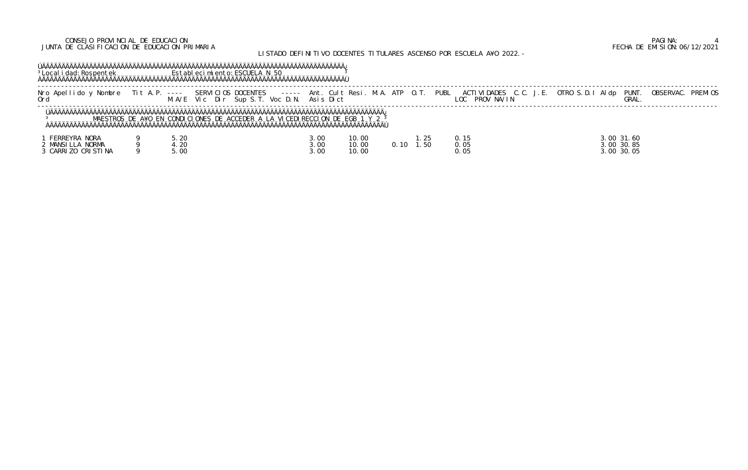CONSEJO PROVINCIAL DE EDUCACION
JUNTA DE CLASIFICACION DE EDUCACION PRIMARIA

FECHA DE EMISION:06/12/2021

LISTADO DEFINITIVO DOCENTES TITULARES ASCENSO POR ESCUELA A¥O 2022.-

Localidad: Rospentek    Establecimiento: ESCUELA N 50

MAESTROS DE A¥O EN CONDICIONES DE ACCEDER A LA VICEDIRECCION DE EGB 1 Y 2

| Nro Ord | Apellido y Nombre | Tit | A.P. | SERVICIOS DOCENTES M.A/E | Vic | Dir | Sup S.T. | Voc D.N. | Ant. Asis | Cult Dict | Resi. | M.A. | ATP | O.T. | PUBL | ACTIVIDADES LOC | PROV | NA/IN | C.C. | J.E. | OTRO | S.D.I | Aldp | PUNT. GRAL. | OBSERVAC. | PREMIOS |
|---|---|---|---|---|---|---|---|---|---|---|---|---|---|---|---|---|---|---|---|---|---|---|---|---|---|---|
| 1 | FERREYRA NORA | 9 | | 5.20 | | | | | 3.00 | | 10.00 | | | 1.25 | | 0.15 | | | | | | | 3.00 | 31.60 | | |
| 2 | MANSILLA NORMA | 9 | | 4.20 | | | | | 3.00 | | 10.00 | | 0.10 | 1.50 | | 0.05 | | | | | | | 3.00 | 30.85 | | |
| 3 | CARRIZO CRISTINA | 9 | | 5.00 | | | | | 3.00 | | 10.00 | | | | | 0.05 | | | | | | | 3.00 | 30.05 | | |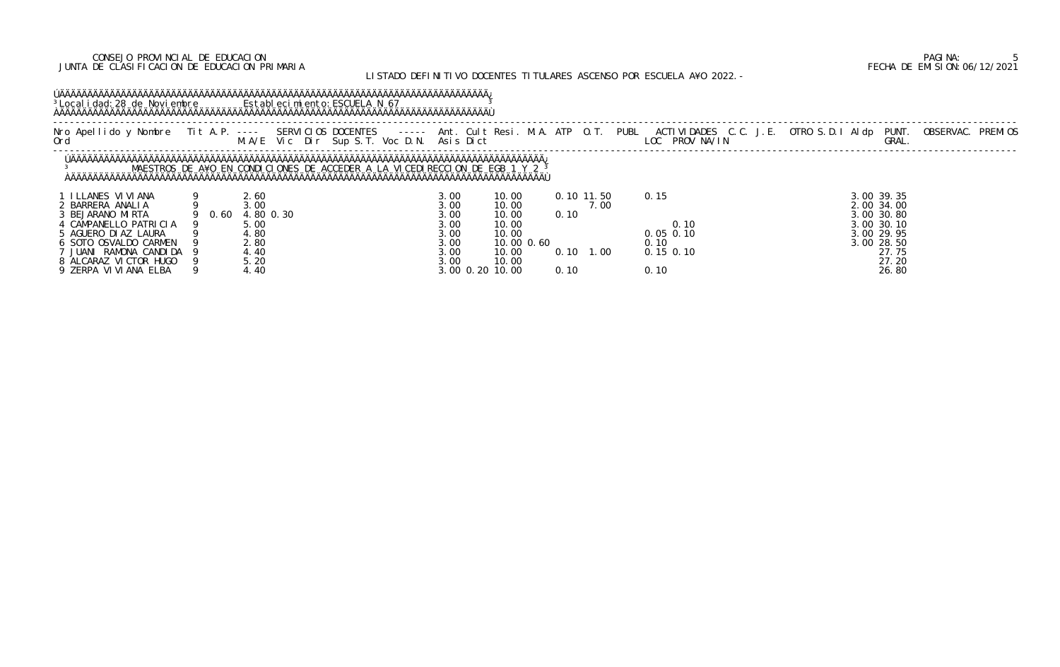CONSEJO PROVINCIAL DE EDUCACION
JUNTA DE CLASIFICACION DE EDUCACION PRIMARIA

PAGINA: 5
FECHA DE EMISION: 06/12/2021

LISTADO DEFINITIVO DOCENTES TITULARES ASCENSO POR ESCUELA A¥O 2022.-

Localidad: 28 de Noviembre    Establecimiento: ESCUELA N 67

MAESTROS DE A¥O EN CONDICIONES DE ACCEDER A LA VICEDIRECCION DE EGB 1 Y 2

| Nro Ord | Apellido y Nombre | Tit | A.P. | M.A/E | Vic | Dir | Sup | S.T. | Voc | D.N. | Ant. Asis | Cult | Resi. Dict | M.A. | ATP | O.T. | PUBL | ACTIVIDADES LOC | PROV | NA/IN | C.C. | J.E. | OTRO | S.D.I | Aldp | PUNT. GRAL. | OBSERVAC. | PREMIOS |
|---|---|---|---|---|---|---|---|---|---|---|---|---|---|---|---|---|---|---|---|---|---|---|---|---|---|---|---|---|
| 1 | ILLANES VIVIANA | 9 | | 2.60 | | | | | | | 3.00 | | 10.00 | | 0.10 | 11.50 | | 0.15 | | | | | | | 3.00 | 39.35 | | |
| 2 | BARRERA ANALIA | 9 | | 3.00 | | | | | | | 3.00 | | 10.00 | | | 7.00 | | | | | | | | | 2.00 | 34.00 | | |
| 3 | BEJARANO MIRTA | 9 | 0.60 | 4.80 | 0.30 | | | | | | 3.00 | | 10.00 | | 0.10 | | | | | | | | | | 3.00 | 30.80 | | |
| 4 | CAMPANELLO PATRICIA | 9 | | 5.00 | | | | | | | 3.00 | | 10.00 | | | | | | 0.10 | | | | | | 3.00 | 30.10 | | |
| 5 | AGUERO DIAZ LAURA | 9 | | 4.80 | | | | | | | 3.00 | | 10.00 | | | | | 0.05 | 0.10 | | | | | | 3.00 | 29.95 | | |
| 6 | SOTO OSVALDO CARMEN | 9 | | 2.80 | | | | | | | 3.00 | | 10.00 | 0.60 | | | | 0.10 | | | | | | | 3.00 | 28.50 | | |
| 7 | JUANI RAMONA CANDIDA | 9 | | 4.40 | | | | | | | 3.00 | | 10.00 | | 0.10 | 1.00 | | 0.15 | 0.10 | | | | | | | 27.75 | | |
| 8 | ALCARAZ VICTOR HUGO | 9 | | 5.20 | | | | | | | 3.00 | | 10.00 | | | | | | | | | | | | | 27.20 | | |
| 9 | ZERPA VIVIANA ELBA | 9 | | 4.40 | | | | | | | 3.00 | 0.20 | 10.00 | | 0.10 | | | 0.10 | | | | | | | | 26.80 | | |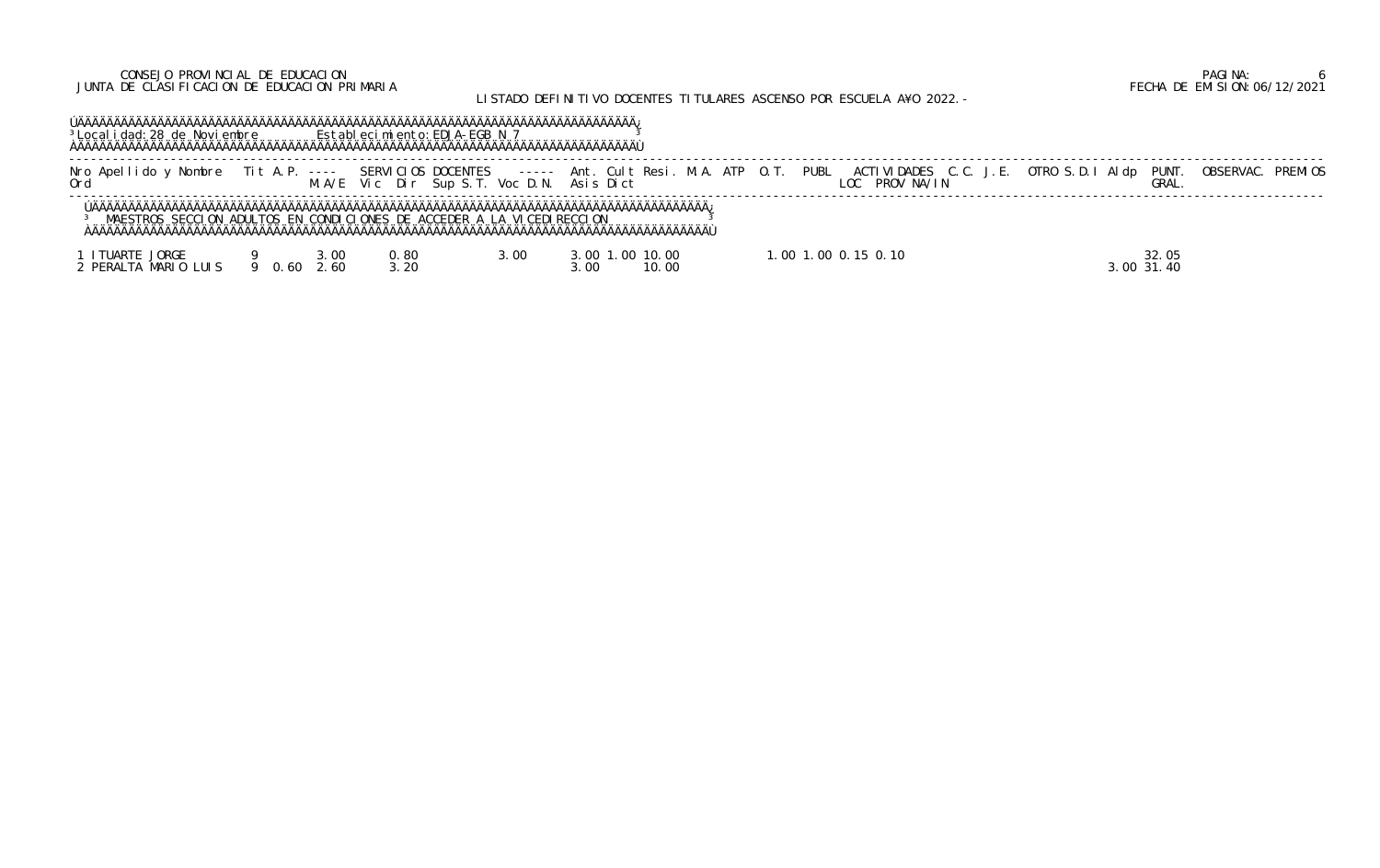CONSEJO PROVINCIAL DE EDUCACION
JUNTA DE CLASIFICACION DE EDUCACION PRIMARIA

LISTADO DEFINITIVO DOCENTES TITULARES ASCENSO POR ESCUELA AÑO 2022.-

FECHA DE EMISION:06/12/2021

Localidad: 28 de Noviembre    Establecimiento: EDJA-EGB N 7

MAESTROS SECCION ADULTOS EN CONDICIONES DE ACCEDER A LA VICEDIRECCION

| Nro Ord | Apellido y Nombre | Tit | A.P. | SERVICIOS DOCENTES M.A/E | Vic | Dir | Sup | S.T. | Voc | D.N. | Ant. Asis | Cult Dict | Resi. | M.A. | ATP | O.T. | PUBL | ACTIVIDADES LOC | PROV | NA/IN | C.C. | J.E. | OTRO | S.D.I | Aldp | PUNT. GRAL. | OBSERVAC. | PREMIOS |
|---|---|---|---|---|---|---|---|---|---|---|---|---|---|---|---|---|---|---|---|---|---|---|---|---|---|---|---|---|
| 1 | ITUARTE JORGE | 9 | | 3.00 | | 0.80 | | | 3.00 | | 3.00 | 1.00 | 10.00 | | | 1.00 | 1.00 | 0.15 | 0.10 | | | | | | | 32.05 | | |
| 2 | PERALTA MARIO LUIS | 9 | 0.60 | 2.60 | | 3.20 | | | | | 3.00 | | 10.00 | | | | | | | | | | | | 3.00 | 31.40 | | |